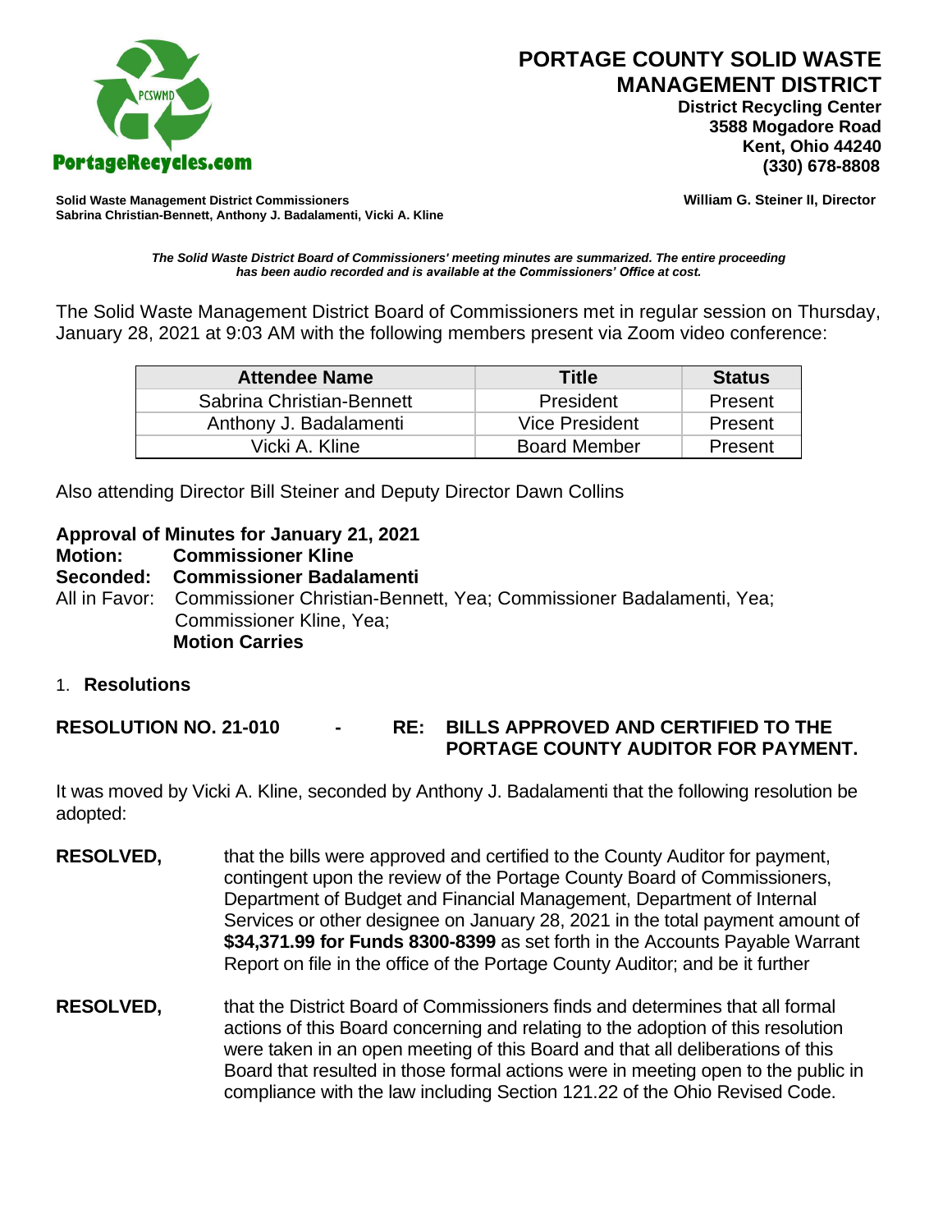# PORTAGE COUNTY SOLID WASTE MANAGEMENT DISTRICT

**District Recycling Center**
**3588 Mogadore Road**
**Kent, Ohio 44240**
**(330) 678-8808**

PortageRecycles.com

**Solid Waste Management District Commissioners**
**Sabrina Christian-Bennett, Anthony J. Badalamenti, Vicki A. Kline**

**William G. Steiner II, Director**

***The Solid Waste District Board of Commissioners' meeting minutes are summarized. The entire proceeding has been audio recorded and is available at the Commissioners' Office at cost.***

The Solid Waste Management District Board of Commissioners met in regular session on Thursday, January 28, 2021 at 9:03 AM with the following members present via Zoom video conference:

| Attendee Name | Title | Status |
|---|---|---|
| Sabrina Christian-Bennett | President | Present |
| Anthony J. Badalamenti | Vice President | Present |
| Vicki A. Kline | Board Member | Present |

Also attending Director Bill Steiner and Deputy Director Dawn Collins

**Approval of Minutes for January 21, 2021**
**Motion: Commissioner Kline**
**Seconded: Commissioner Badalamenti**
All in Favor: Commissioner Christian-Bennett, Yea; Commissioner Badalamenti, Yea; Commissioner Kline, Yea;
**Motion Carries**

1. **Resolutions**

**RESOLUTION NO. 21-010 - RE: BILLS APPROVED AND CERTIFIED TO THE PORTAGE COUNTY AUDITOR FOR PAYMENT.**

It was moved by Vicki A. Kline, seconded by Anthony J. Badalamenti that the following resolution be adopted:

**RESOLVED,** that the bills were approved and certified to the County Auditor for payment, contingent upon the review of the Portage County Board of Commissioners, Department of Budget and Financial Management, Department of Internal Services or other designee on January 28, 2021 in the total payment amount of **$34,371.99 for Funds 8300-8399** as set forth in the Accounts Payable Warrant Report on file in the office of the Portage County Auditor; and be it further

**RESOLVED,** that the District Board of Commissioners finds and determines that all formal actions of this Board concerning and relating to the adoption of this resolution were taken in an open meeting of this Board and that all deliberations of this Board that resulted in those formal actions were in meeting open to the public in compliance with the law including Section 121.22 of the Ohio Revised Code.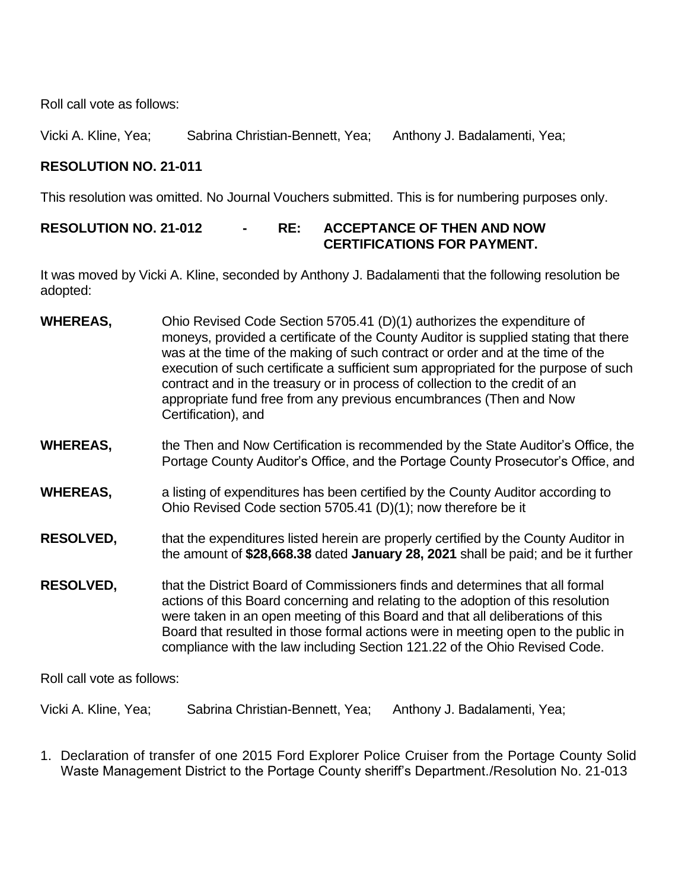Roll call vote as follows:

Vicki A. Kline, Yea; Sabrina Christian-Bennett, Yea; Anthony J. Badalamenti, Yea;

**RESOLUTION NO. 21-011**

This resolution was omitted. No Journal Vouchers submitted. This is for numbering purposes only.

**RESOLUTION NO. 21-012 - RE: ACCEPTANCE OF THEN AND NOW CERTIFICATIONS FOR PAYMENT.**

It was moved by Vicki A. Kline, seconded by Anthony J. Badalamenti that the following resolution be adopted:

**WHEREAS,** Ohio Revised Code Section 5705.41 (D)(1) authorizes the expenditure of moneys, provided a certificate of the County Auditor is supplied stating that there was at the time of the making of such contract or order and at the time of the execution of such certificate a sufficient sum appropriated for the purpose of such contract and in the treasury or in process of collection to the credit of an appropriate fund free from any previous encumbrances (Then and Now Certification), and

**WHEREAS,** the Then and Now Certification is recommended by the State Auditor's Office, the Portage County Auditor's Office, and the Portage County Prosecutor's Office, and

**WHEREAS,** a listing of expenditures has been certified by the County Auditor according to Ohio Revised Code section 5705.41 (D)(1); now therefore be it

**RESOLVED,** that the expenditures listed herein are properly certified by the County Auditor in the amount of **$28,668.38** dated **January 28, 2021** shall be paid; and be it further

**RESOLVED,** that the District Board of Commissioners finds and determines that all formal actions of this Board concerning and relating to the adoption of this resolution were taken in an open meeting of this Board and that all deliberations of this Board that resulted in those formal actions were in meeting open to the public in compliance with the law including Section 121.22 of the Ohio Revised Code.

Roll call vote as follows:

Vicki A. Kline, Yea; Sabrina Christian-Bennett, Yea; Anthony J. Badalamenti, Yea;

1. Declaration of transfer of one 2015 Ford Explorer Police Cruiser from the Portage County Solid Waste Management District to the Portage County sheriff's Department./Resolution No. 21-013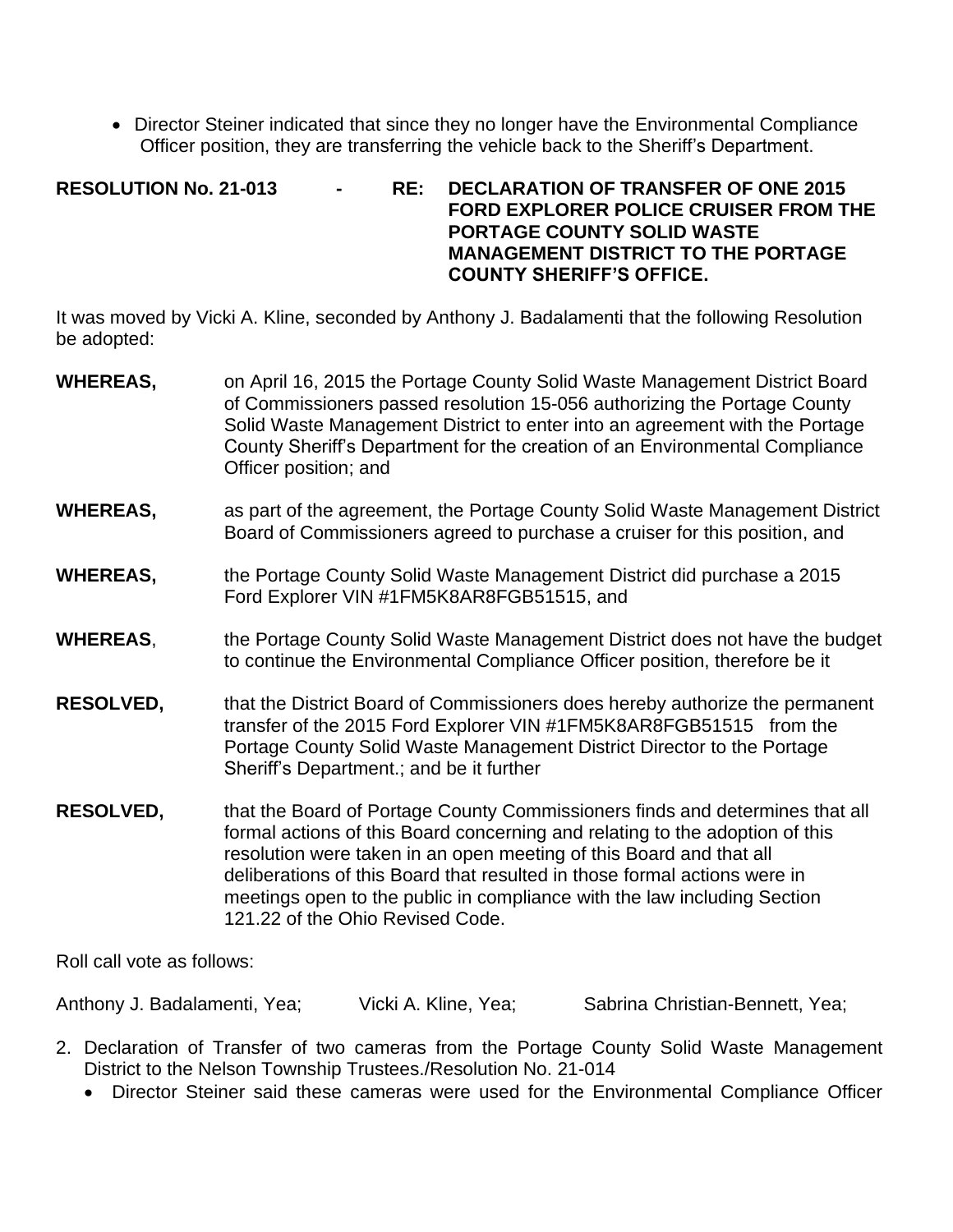- Director Steiner indicated that since they no longer have the Environmental Compliance Officer position, they are transferring the vehicle back to the Sheriff's Department.

**RESOLUTION No. 21-013 - RE: DECLARATION OF TRANSFER OF ONE 2015 FORD EXPLORER POLICE CRUISER FROM THE PORTAGE COUNTY SOLID WASTE MANAGEMENT DISTRICT TO THE PORTAGE COUNTY SHERIFF'S OFFICE.**

It was moved by Vicki A. Kline, seconded by Anthony J. Badalamenti that the following Resolution be adopted:

**WHEREAS,** on April 16, 2015 the Portage County Solid Waste Management District Board of Commissioners passed resolution 15-056 authorizing the Portage County Solid Waste Management District to enter into an agreement with the Portage County Sheriff's Department for the creation of an Environmental Compliance Officer position; and

**WHEREAS,** as part of the agreement, the Portage County Solid Waste Management District Board of Commissioners agreed to purchase a cruiser for this position, and

**WHEREAS,** the Portage County Solid Waste Management District did purchase a 2015 Ford Explorer VIN #1FM5K8AR8FGB51515, and

**WHEREAS**, the Portage County Solid Waste Management District does not have the budget to continue the Environmental Compliance Officer position, therefore be it

**RESOLVED,** that the District Board of Commissioners does hereby authorize the permanent transfer of the 2015 Ford Explorer VIN #1FM5K8AR8FGB51515 from the Portage County Solid Waste Management District Director to the Portage Sheriff's Department.; and be it further

**RESOLVED,** that the Board of Portage County Commissioners finds and determines that all formal actions of this Board concerning and relating to the adoption of this resolution were taken in an open meeting of this Board and that all deliberations of this Board that resulted in those formal actions were in meetings open to the public in compliance with the law including Section 121.22 of the Ohio Revised Code.

Roll call vote as follows:

Anthony J. Badalamenti, Yea; Vicki A. Kline, Yea; Sabrina Christian-Bennett, Yea;

2. Declaration of Transfer of two cameras from the Portage County Solid Waste Management District to the Nelson Township Trustees./Resolution No. 21-014
   - Director Steiner said these cameras were used for the Environmental Compliance Officer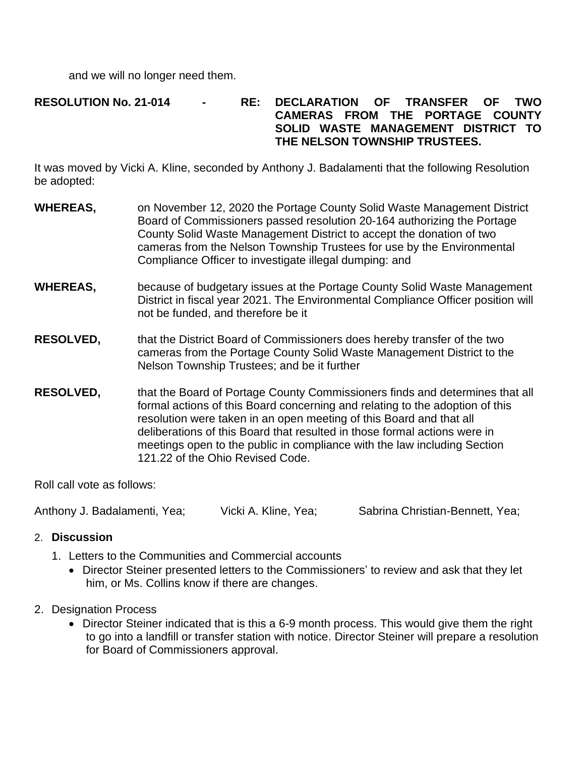and we will no longer need them.

**RESOLUTION No. 21-014 - RE: DECLARATION OF TRANSFER OF TWO CAMERAS FROM THE PORTAGE COUNTY SOLID WASTE MANAGEMENT DISTRICT TO THE NELSON TOWNSHIP TRUSTEES.**

It was moved by Vicki A. Kline, seconded by Anthony J. Badalamenti that the following Resolution be adopted:

**WHEREAS,** on November 12, 2020 the Portage County Solid Waste Management District Board of Commissioners passed resolution 20-164 authorizing the Portage County Solid Waste Management District to accept the donation of two cameras from the Nelson Township Trustees for use by the Environmental Compliance Officer to investigate illegal dumping: and

**WHEREAS,** because of budgetary issues at the Portage County Solid Waste Management District in fiscal year 2021. The Environmental Compliance Officer position will not be funded, and therefore be it

**RESOLVED,** that the District Board of Commissioners does hereby transfer of the two cameras from the Portage County Solid Waste Management District to the Nelson Township Trustees; and be it further

**RESOLVED,** that the Board of Portage County Commissioners finds and determines that all formal actions of this Board concerning and relating to the adoption of this resolution were taken in an open meeting of this Board and that all deliberations of this Board that resulted in those formal actions were in meetings open to the public in compliance with the law including Section 121.22 of the Ohio Revised Code.

Roll call vote as follows:

Anthony J. Badalamenti, Yea; Vicki A. Kline, Yea; Sabrina Christian-Bennett, Yea;

2. **Discussion**
   1. Letters to the Communities and Commercial accounts
      - Director Steiner presented letters to the Commissioners' to review and ask that they let him, or Ms. Collins know if there are changes.

2. Designation Process
   - Director Steiner indicated that is this a 6-9 month process. This would give them the right to go into a landfill or transfer station with notice. Director Steiner will prepare a resolution for Board of Commissioners approval.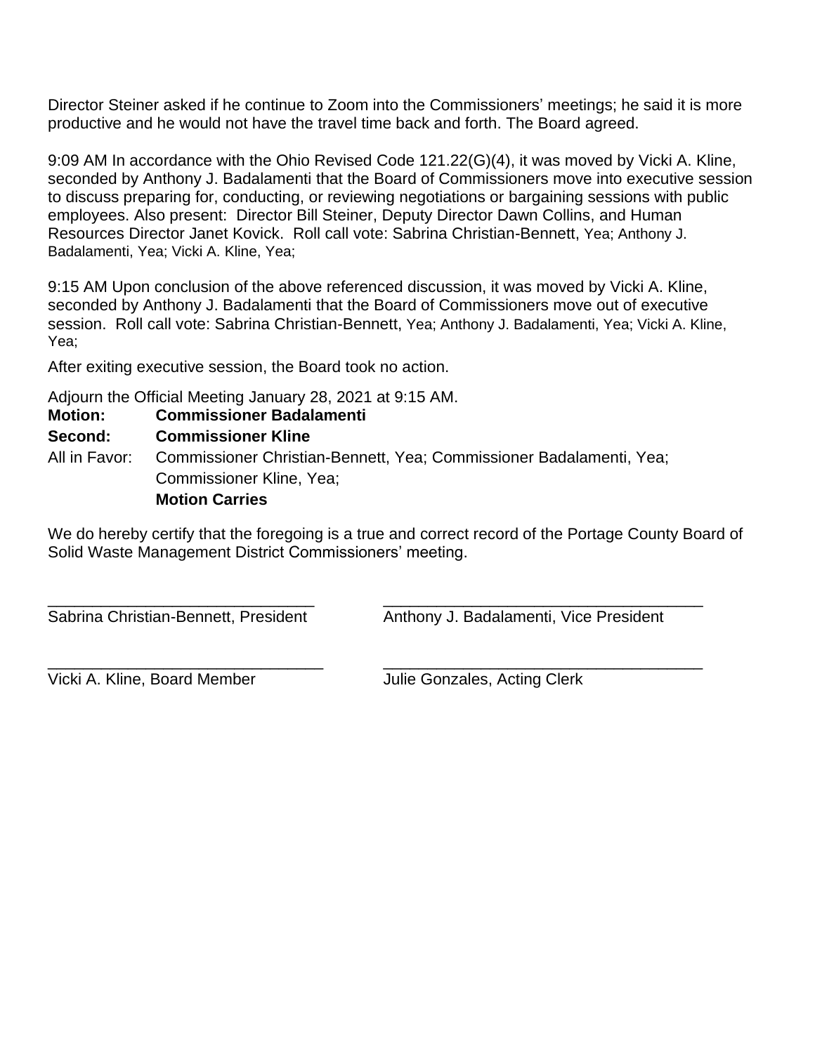Director Steiner asked if he continue to Zoom into the Commissioners' meetings; he said it is more productive and he would not have the travel time back and forth. The Board agreed.

9:09 AM In accordance with the Ohio Revised Code 121.22(G)(4), it was moved by Vicki A. Kline, seconded by Anthony J. Badalamenti that the Board of Commissioners move into executive session to discuss preparing for, conducting, or reviewing negotiations or bargaining sessions with public employees. Also present: Director Bill Steiner, Deputy Director Dawn Collins, and Human Resources Director Janet Kovick. Roll call vote: Sabrina Christian-Bennett, Yea; Anthony J. Badalamenti, Yea; Vicki A. Kline, Yea;

9:15 AM Upon conclusion of the above referenced discussion, it was moved by Vicki A. Kline, seconded by Anthony J. Badalamenti that the Board of Commissioners move out of executive session. Roll call vote: Sabrina Christian-Bennett, Yea; Anthony J. Badalamenti, Yea; Vicki A. Kline, Yea;

After exiting executive session, the Board took no action.

Adjourn the Official Meeting January 28, 2021 at 9:15 AM.

**Motion:** **Commissioner Badalamenti**

**Second:** **Commissioner Kline**

All in Favor: Commissioner Christian-Bennett, Yea; Commissioner Badalamenti, Yea; Commissioner Kline, Yea;

**Motion Carries**

We do hereby certify that the foregoing is a true and correct record of the Portage County Board of Solid Waste Management District Commissioners' meeting.

_______________________________
Sabrina Christian-Bennett, President

_______________________________
Anthony J. Badalamenti, Vice President

_______________________________
Vicki A. Kline, Board Member

_______________________________
Julie Gonzales, Acting Clerk